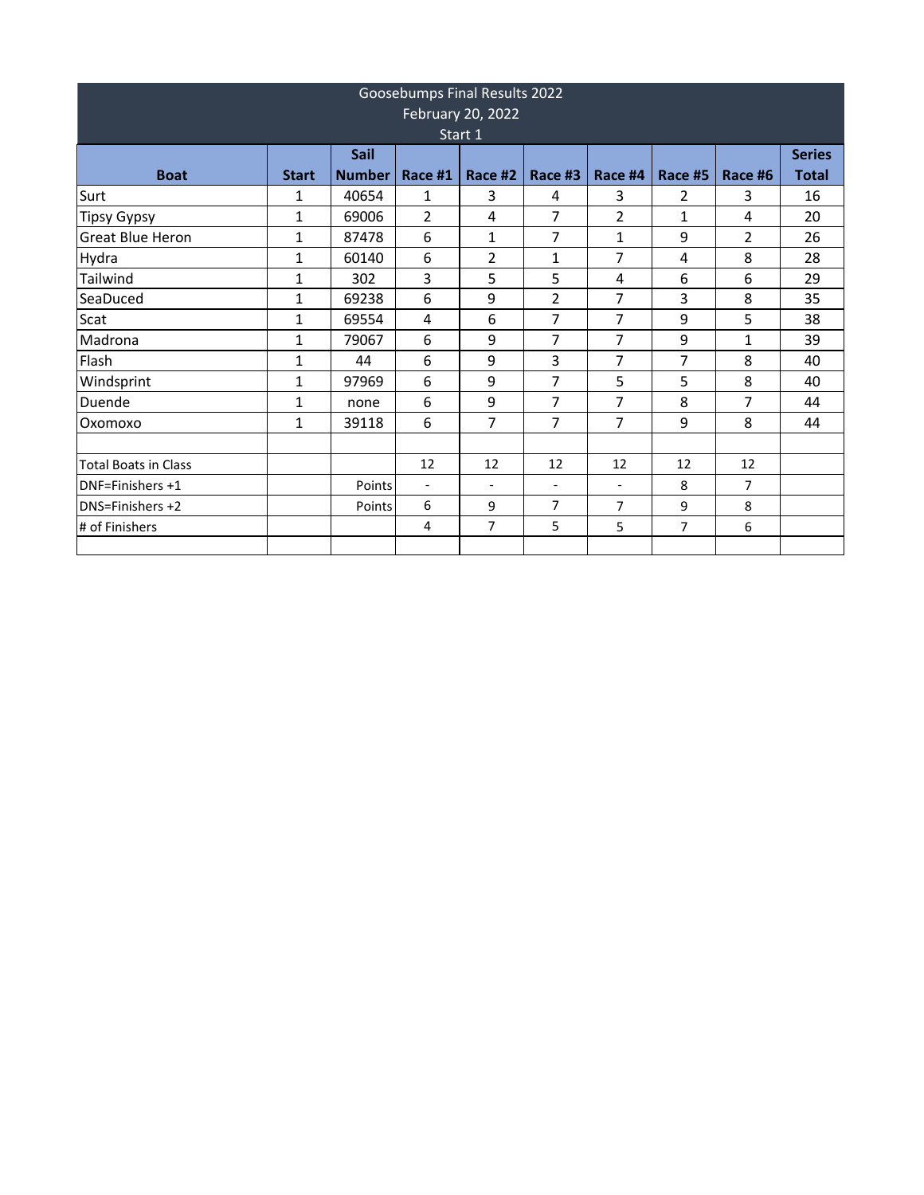# Goosebumps Final Results 2022

February 20, 2022

Start 1

| Boat | Start | Sail Number | Race #1 | Race #2 | Race #3 | Race #4 | Race #5 | Race #6 | Series Total |
|---|---|---|---|---|---|---|---|---|---|
| Surt | 1 | 40654 | 1 | 3 | 4 | 3 | 2 | 3 | 16 |
| Tipsy Gypsy | 1 | 69006 | 2 | 4 | 7 | 2 | 1 | 4 | 20 |
| Great Blue Heron | 1 | 87478 | 6 | 1 | 7 | 1 | 9 | 2 | 26 |
| Hydra | 1 | 60140 | 6 | 2 | 1 | 7 | 4 | 8 | 28 |
| Tailwind | 1 | 302 | 3 | 5 | 5 | 4 | 6 | 6 | 29 |
| SeaDuced | 1 | 69238 | 6 | 9 | 2 | 7 | 3 | 8 | 35 |
| Scat | 1 | 69554 | 4 | 6 | 7 | 7 | 9 | 5 | 38 |
| Madrona | 1 | 79067 | 6 | 9 | 7 | 7 | 9 | 1 | 39 |
| Flash | 1 | 44 | 6 | 9 | 3 | 7 | 7 | 8 | 40 |
| Windsprint | 1 | 97969 | 6 | 9 | 7 | 5 | 5 | 8 | 40 |
| Duende | 1 | none | 6 | 9 | 7 | 7 | 8 | 7 | 44 |
| Oxomoxo | 1 | 39118 | 6 | 7 | 7 | 7 | 9 | 8 | 44 |
| | | | | | | | | | |
| Total Boats in Class | | | 12 | 12 | 12 | 12 | 12 | 12 | |
| DNF=Finishers +1 | | Points | - | - | - | - | 8 | 7 | |
| DNS=Finishers +2 | | Points | 6 | 9 | 7 | 7 | 9 | 8 | |
| # of Finishers | | | 4 | 7 | 5 | 5 | 7 | 6 | |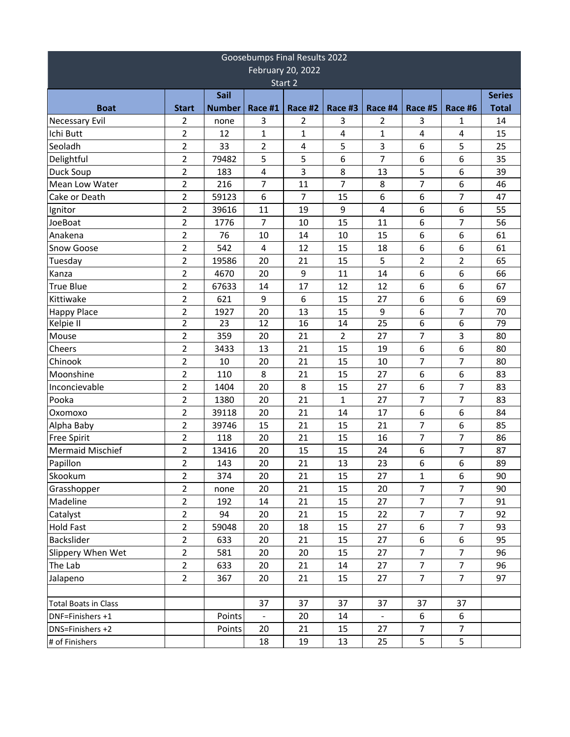# Goosebumps Final Results 2022

February 20, 2022

Start 2

| Boat | Start | Sail Number | Race #1 | Race #2 | Race #3 | Race #4 | Race #5 | Race #6 | Series Total |
|---|---|---|---|---|---|---|---|---|---|
| Necessary Evil | 2 | none | 3 | 2 | 3 | 2 | 3 | 1 | 14 |
| Ichi Butt | 2 | 12 | 1 | 1 | 4 | 1 | 4 | 4 | 15 |
| Seoladh | 2 | 33 | 2 | 4 | 5 | 3 | 6 | 5 | 25 |
| Delightful | 2 | 79482 | 5 | 5 | 6 | 7 | 6 | 6 | 35 |
| Duck Soup | 2 | 183 | 4 | 3 | 8 | 13 | 5 | 6 | 39 |
| Mean Low Water | 2 | 216 | 7 | 11 | 7 | 8 | 7 | 6 | 46 |
| Cake or Death | 2 | 59123 | 6 | 7 | 15 | 6 | 6 | 7 | 47 |
| Ignitor | 2 | 39616 | 11 | 19 | 9 | 4 | 6 | 6 | 55 |
| JoeBoat | 2 | 1776 | 7 | 10 | 15 | 11 | 6 | 7 | 56 |
| Anakena | 2 | 76 | 10 | 14 | 10 | 15 | 6 | 6 | 61 |
| Snow Goose | 2 | 542 | 4 | 12 | 15 | 18 | 6 | 6 | 61 |
| Tuesday | 2 | 19586 | 20 | 21 | 15 | 5 | 2 | 2 | 65 |
| Kanza | 2 | 4670 | 20 | 9 | 11 | 14 | 6 | 6 | 66 |
| True Blue | 2 | 67633 | 14 | 17 | 12 | 12 | 6 | 6 | 67 |
| Kittiwake | 2 | 621 | 9 | 6 | 15 | 27 | 6 | 6 | 69 |
| Happy Place | 2 | 1927 | 20 | 13 | 15 | 9 | 6 | 7 | 70 |
| Kelpie II | 2 | 23 | 12 | 16 | 14 | 25 | 6 | 6 | 79 |
| Mouse | 2 | 359 | 20 | 21 | 2 | 27 | 7 | 3 | 80 |
| Cheers | 2 | 3433 | 13 | 21 | 15 | 19 | 6 | 6 | 80 |
| Chinook | 2 | 10 | 20 | 21 | 15 | 10 | 7 | 7 | 80 |
| Moonshine | 2 | 110 | 8 | 21 | 15 | 27 | 6 | 6 | 83 |
| Inconcievable | 2 | 1404 | 20 | 8 | 15 | 27 | 6 | 7 | 83 |
| Pooka | 2 | 1380 | 20 | 21 | 1 | 27 | 7 | 7 | 83 |
| Oxomoxo | 2 | 39118 | 20 | 21 | 14 | 17 | 6 | 6 | 84 |
| Alpha Baby | 2 | 39746 | 15 | 21 | 15 | 21 | 7 | 6 | 85 |
| Free Spirit | 2 | 118 | 20 | 21 | 15 | 16 | 7 | 7 | 86 |
| Mermaid Mischief | 2 | 13416 | 20 | 15 | 15 | 24 | 6 | 7 | 87 |
| Papillon | 2 | 143 | 20 | 21 | 13 | 23 | 6 | 6 | 89 |
| Skookum | 2 | 374 | 20 | 21 | 15 | 27 | 1 | 6 | 90 |
| Grasshopper | 2 | none | 20 | 21 | 15 | 20 | 7 | 7 | 90 |
| Madeline | 2 | 192 | 14 | 21 | 15 | 27 | 7 | 7 | 91 |
| Catalyst | 2 | 94 | 20 | 21 | 15 | 22 | 7 | 7 | 92 |
| Hold Fast | 2 | 59048 | 20 | 18 | 15 | 27 | 6 | 7 | 93 |
| Backslider | 2 | 633 | 20 | 21 | 15 | 27 | 6 | 6 | 95 |
| Slippery When Wet | 2 | 581 | 20 | 20 | 15 | 27 | 7 | 7 | 96 |
| The Lab | 2 | 633 | 20 | 21 | 14 | 27 | 7 | 7 | 96 |
| Jalapeno | 2 | 367 | 20 | 21 | 15 | 27 | 7 | 7 | 97 |
| | | | | | | | | | |
| Total Boats in Class | | | 37 | 37 | 37 | 37 | 37 | 37 | |
| DNF=Finishers +1 | | Points | - | 20 | 14 | - | 6 | 6 | |
| DNS=Finishers +2 | | Points | 20 | 21 | 15 | 27 | 7 | 7 | |
| # of Finishers | | | 18 | 19 | 13 | 25 | 5 | 5 | |